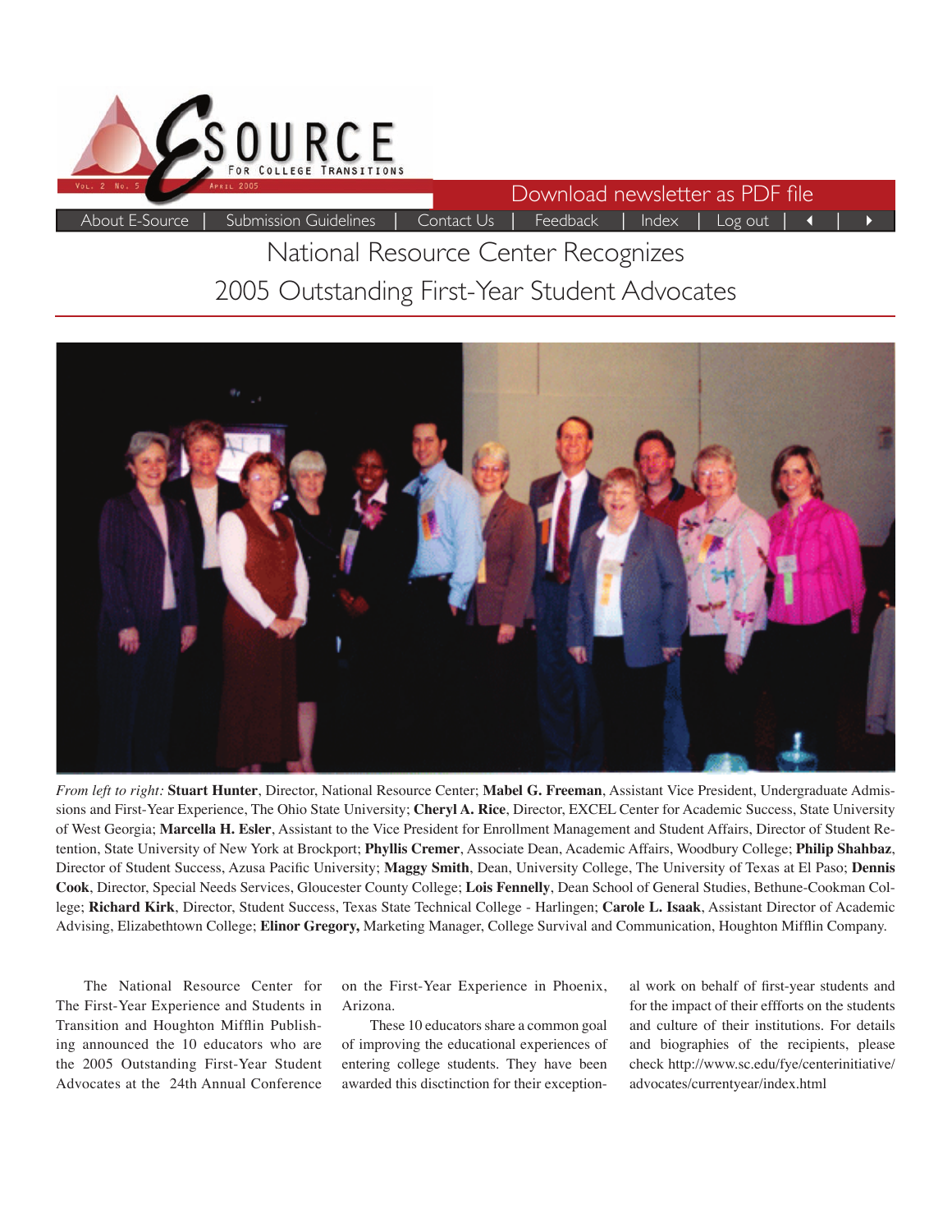# National Resource Center Recognizes 2005 Outstanding First-Year Student Advocates

*From left to right:* **Stuart Hunter**, Director, National Resource Center; **Mabel G. Freeman**, Assistant Vice President, Undergraduate Admissions and First-Year Experience, The Ohio State University; **Cheryl A. Rice**, Director, EXCEL Center for Academic Success, State University of West Georgia; **Marcella H. Esler**, Assistant to the Vice President for Enrollment Management and Student Affairs, Director of Student Retention, State University of New York at Brockport; **Phyllis Cremer**, Associate Dean, Academic Affairs, Woodbury College; **Philip Shahbaz**, Director of Student Success, Azusa Pacific University; **Maggy Smith**, Dean, University College, The University of Texas at El Paso; **Dennis Cook**, Director, Special Needs Services, Gloucester County College; **Lois Fennelly**, Dean School of General Studies, Bethune-Cookman College; **Richard Kirk**, Director, Student Success, Texas State Technical College - Harlingen; **Carole L. Isaak**, Assistant Director of Academic Advising, Elizabethtown College; **Elinor Gregory,** Marketing Manager, College Survival and Communication, Houghton Mifflin Company.

The National Resource Center for The First-Year Experience and Students in Transition and Houghton Mifflin Publishing announced the 10 educators who are the 2005 Outstanding First-Year Student Advocates at the 24th Annual Conference on the First-Year Experience in Phoenix, Arizona.

These 10 educators share a common goal of improving the educational experiences of entering college students. They have been awarded this disctinction for their exceptional work on behalf of first-year students and for the impact of their effforts on the students and culture of their institutions. For details and biographies of the recipients, please check http://www.sc.edu/fye/centerinitiative/advocates/currentyear/index.html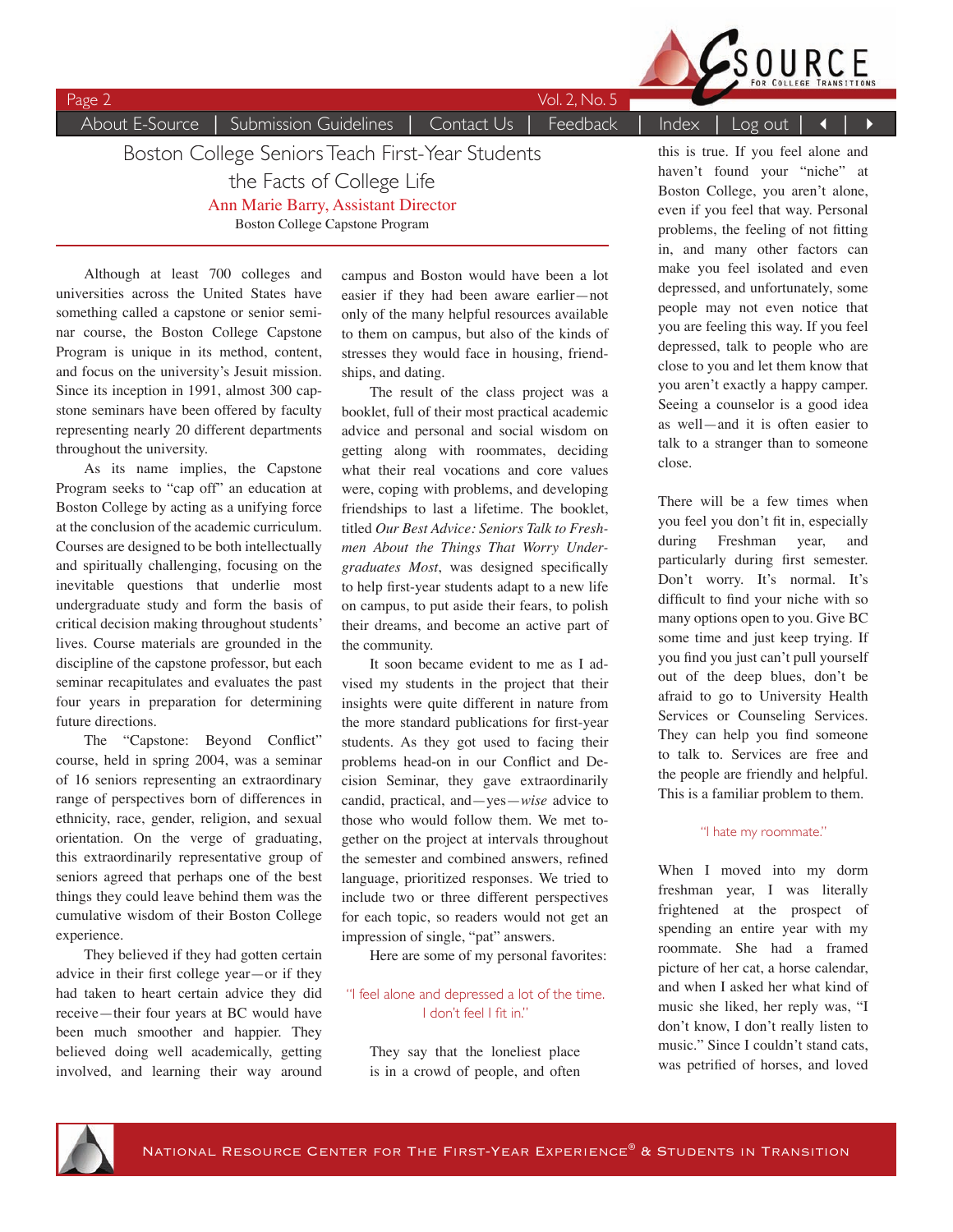# Boston College Seniors Teach First-Year Students the Facts of College Life

**Ann Marie Barry, Assistant Director**
Boston College Capstone Program

Although at least 700 colleges and universities across the United States have something called a capstone or senior seminar course, the Boston College Capstone Program is unique in its method, content, and focus on the university's Jesuit mission. Since its inception in 1991, almost 300 capstone seminars have been offered by faculty representing nearly 20 different departments throughout the university.

As its name implies, the Capstone Program seeks to "cap off" an education at Boston College by acting as a unifying force at the conclusion of the academic curriculum. Courses are designed to be both intellectually and spiritually challenging, focusing on the inevitable questions that underlie most undergraduate study and form the basis of critical decision making throughout students' lives. Course materials are grounded in the discipline of the capstone professor, but each seminar recapitulates and evaluates the past four years in preparation for determining future directions.

The "Capstone: Beyond Conflict" course, held in spring 2004, was a seminar of 16 seniors representing an extraordinary range of perspectives born of differences in ethnicity, race, gender, religion, and sexual orientation. On the verge of graduating, this extraordinarily representative group of seniors agreed that perhaps one of the best things they could leave behind them was the cumulative wisdom of their Boston College experience.

They believed if they had gotten certain advice in their first college year—or if they had taken to heart certain advice they did receive—their four years at BC would have been much smoother and happier. They believed doing well academically, getting involved, and learning their way around campus and Boston would have been a lot easier if they had been aware earlier—not only of the many helpful resources available to them on campus, but also of the kinds of stresses they would face in housing, friendships, and dating.

The result of the class project was a booklet, full of their most practical academic advice and personal and social wisdom on getting along with roommates, deciding what their real vocations and core values were, coping with problems, and developing friendships to last a lifetime. The booklet, titled *Our Best Advice: Seniors Talk to Freshmen About the Things That Worry Undergraduates Most*, was designed specifically to help first-year students adapt to a new life on campus, to put aside their fears, to polish their dreams, and become an active part of the community.

It soon became evident to me as I advised my students in the project that their insights were quite different in nature from the more standard publications for first-year students. As they got used to facing their problems head-on in our Conflict and Decision Seminar, they gave extraordinarily candid, practical, and—yes—*wise* advice to those who would follow them. We met together on the project at intervals throughout the semester and combined answers, refined language, prioritized responses. We tried to include two or three different perspectives for each topic, so readers would not get an impression of single, "pat" answers.

Here are some of my personal favorites:

### "I feel alone and depressed a lot of the time. I don't feel I fit in."

They say that the loneliest place is in a crowd of people, and often this is true. If you feel alone and haven't found your "niche" at Boston College, you aren't alone, even if you feel that way. Personal problems, the feeling of not fitting in, and many other factors can make you feel isolated and even depressed, and unfortunately, some people may not even notice that you are feeling this way. If you feel depressed, talk to people who are close to you and let them know that you aren't exactly a happy camper. Seeing a counselor is a good idea as well—and it is often easier to talk to a stranger than to someone close.

There will be a few times when you feel you don't fit in, especially during Freshman year, and particularly during first semester. Don't worry. It's normal. It's difficult to find your niche with so many options open to you. Give BC some time and just keep trying. If you find you just can't pull yourself out of the deep blues, don't be afraid to go to University Health Services or Counseling Services. They can help you find someone to talk to. Services are free and the people are friendly and helpful. This is a familiar problem to them.

### "I hate my roommate."

When I moved into my dorm freshman year, I was literally frightened at the prospect of spending an entire year with my roommate. She had a framed picture of her cat, a horse calendar, and when I asked her what kind of music she liked, her reply was, "I don't know, I don't really listen to music." Since I couldn't stand cats, was petrified of horses, and loved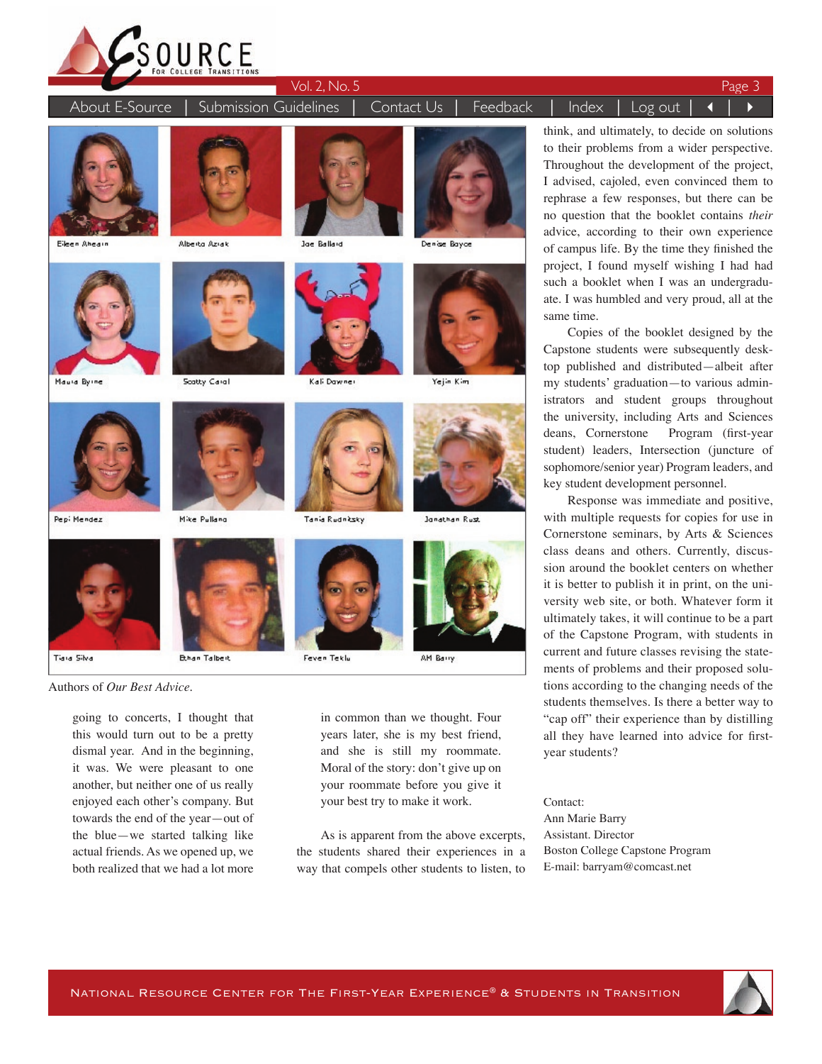Eileen Ahearn | Alberto Aziak | Joe Ballard | Denise Boyce

Maura Byrne | Scotty Carol | Kali Downer | Yejin Kim

Pepi Mendez | Mike Pullano | Tania Rudnitsky | Jonathan Rust

Tiara Silva | Ethan Talbert | Feven Teklu | AM Barry

Authors of *Our Best Advice.*

going to concerts, I thought that this would turn out to be a pretty dismal year. And in the beginning, it was. We were pleasant to one another, but neither one of us really enjoyed each other's company. But towards the end of the year—out of the blue—we started talking like actual friends. As we opened up, we both realized that we had a lot more in common than we thought. Four years later, she is my best friend, and she is still my roommate. Moral of the story: don't give up on your roommate before you give it your best try to make it work.

As is apparent from the above excerpts, the students shared their experiences in a way that compels other students to listen, to think, and ultimately, to decide on solutions to their problems from a wider perspective. Throughout the development of the project, I advised, cajoled, even convinced them to rephrase a few responses, but there can be no question that the booklet contains *their* advice, according to their own experience of campus life. By the time they finished the project, I found myself wishing I had had such a booklet when I was an undergraduate. I was humbled and very proud, all at the same time.

Copies of the booklet designed by the Capstone students were subsequently desktop published and distributed—albeit after my students' graduation—to various administrators and student groups throughout the university, including Arts and Sciences deans, Cornerstone Program (first-year student) leaders, Intersection (juncture of sophomore/senior year) Program leaders, and key student development personnel.

Response was immediate and positive, with multiple requests for copies for use in Cornerstone seminars, by Arts & Sciences class deans and others. Currently, discussion around the booklet centers on whether it is better to publish it in print, on the university web site, or both. Whatever form it ultimately takes, it will continue to be a part of the Capstone Program, with students in current and future classes revising the statements of problems and their proposed solutions according to the changing needs of the students themselves. Is there a better way to "cap off" their experience than by distilling all they have learned into advice for first-year students?

Contact:
Ann Marie Barry
Assistant. Director
Boston College Capstone Program
E-mail: barryam@comcast.net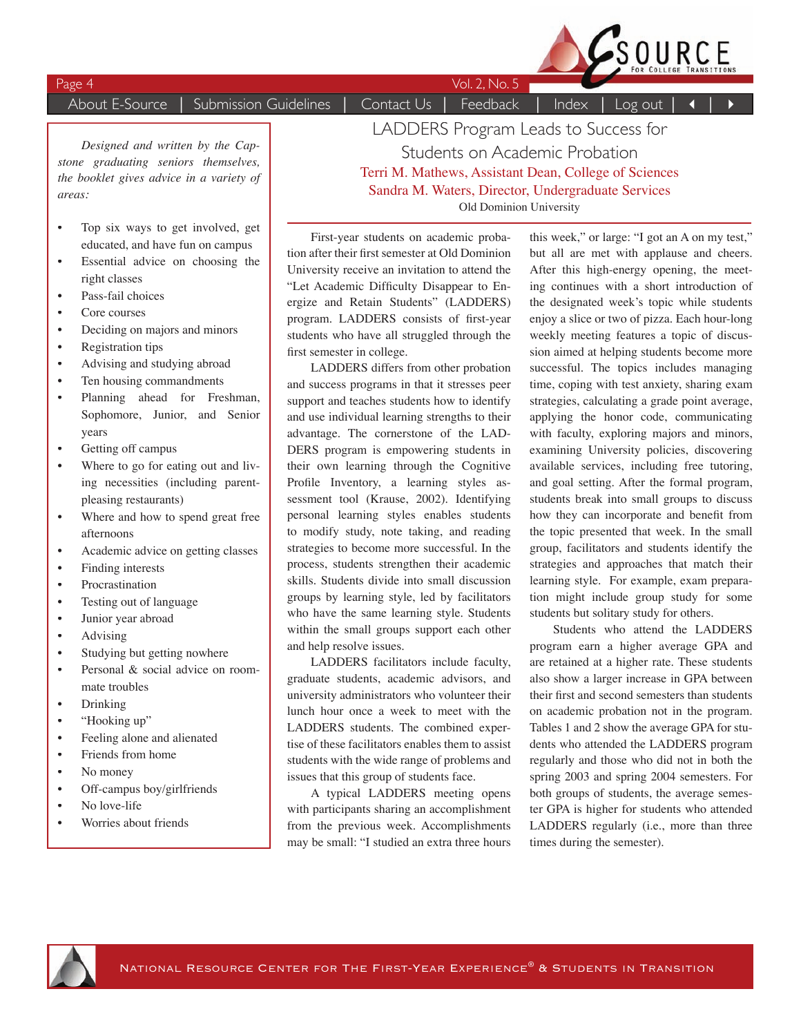*Designed and written by the Capstone graduating seniors themselves, the booklet gives advice in a variety of areas:*

- Top six ways to get involved, get educated, and have fun on campus
- Essential advice on choosing the right classes
- Pass-fail choices
- Core courses
- Deciding on majors and minors
- Registration tips
- Advising and studying abroad
- Ten housing commandments
- Planning ahead for Freshman, Sophomore, Junior, and Senior years
- Getting off campus
- Where to go for eating out and living necessities (including parent-pleasing restaurants)
- Where and how to spend great free afternoons
- Academic advice on getting classes
- Finding interests
- Procrastination
- Testing out of language
- Junior year abroad
- Advising
- Studying but getting nowhere
- Personal & social advice on roommate troubles
- Drinking
- "Hooking up"
- Feeling alone and alienated
- Friends from home
- No money
- Off-campus boy/girlfriends
- No love-life
- Worries about friends

# LADDERS Program Leads to Success for Students on Academic Probation

Terri M. Mathews, Assistant Dean, College of Sciences
Sandra M. Waters, Director, Undergraduate Services
Old Dominion University

First-year students on academic probation after their first semester at Old Dominion University receive an invitation to attend the "Let Academic Difficulty Disappear to Energize and Retain Students" (LADDERS) program. LADDERS consists of first-year students who have all struggled through the first semester in college.

LADDERS differs from other probation and success programs in that it stresses peer support and teaches students how to identify and use individual learning strengths to their advantage. The cornerstone of the LADDERS program is empowering students in their own learning through the Cognitive Profile Inventory, a learning styles assessment tool (Krause, 2002). Identifying personal learning styles enables students to modify study, note taking, and reading strategies to become more successful. In the process, students strengthen their academic skills. Students divide into small discussion groups by learning style, led by facilitators who have the same learning style. Students within the small groups support each other and help resolve issues.

LADDERS facilitators include faculty, graduate students, academic advisors, and university administrators who volunteer their lunch hour once a week to meet with the LADDERS students. The combined expertise of these facilitators enables them to assist students with the wide range of problems and issues that this group of students face.

A typical LADDERS meeting opens with participants sharing an accomplishment from the previous week. Accomplishments may be small: "I studied an extra three hours this week," or large: "I got an A on my test," but all are met with applause and cheers. After this high-energy opening, the meeting continues with a short introduction of the designated week's topic while students enjoy a slice or two of pizza. Each hour-long weekly meeting features a topic of discussion aimed at helping students become more successful. The topics includes managing time, coping with test anxiety, sharing exam strategies, calculating a grade point average, applying the honor code, communicating with faculty, exploring majors and minors, examining University policies, discovering available services, including free tutoring, and goal setting. After the formal program, students break into small groups to discuss how they can incorporate and benefit from the topic presented that week. In the small group, facilitators and students identify the strategies and approaches that match their learning style. For example, exam preparation might include group study for some students but solitary study for others.

Students who attend the LADDERS program earn a higher average GPA and are retained at a higher rate. These students also show a larger increase in GPA between their first and second semesters than students on academic probation not in the program. Tables 1 and 2 show the average GPA for students who attended the LADDERS program regularly and those who did not in both the spring 2003 and spring 2004 semesters. For both groups of students, the average semester GPA is higher for students who attended LADDERS regularly (i.e., more than three times during the semester).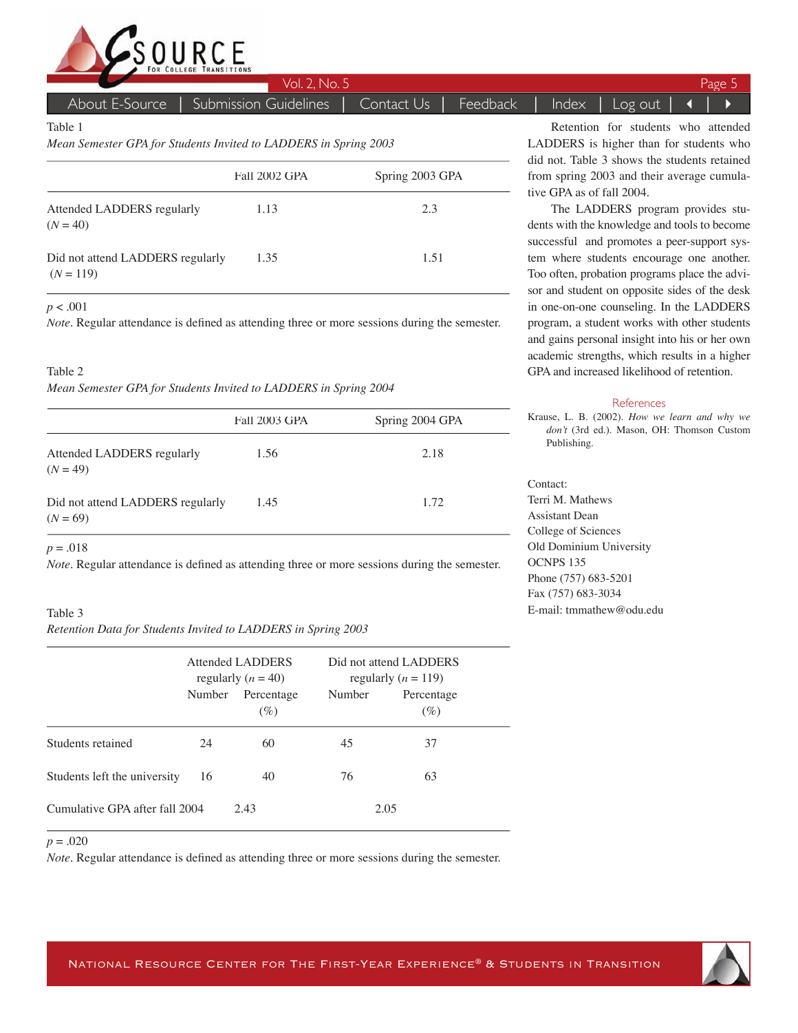Table 1

*Mean Semester GPA for Students Invited to LADDERS in Spring 2003*

| | Fall 2002 GPA | Spring 2003 GPA |
|---|---|---|
| Attended LADDERS regularly ($N = 40$) | 1.13 | 2.3 |
| Did not attend LADDERS regularly ($N = 119$) | 1.35 | 1.51 |

$p < .001$

*Note*. Regular attendance is defined as attending three or more sessions during the semester.

Table 2

*Mean Semester GPA for Students Invited to LADDERS in Spring 2004*

| | Fall 2003 GPA | Spring 2004 GPA |
|---|---|---|
| Attended LADDERS regularly ($N = 49$) | 1.56 | 2.18 |
| Did not attend LADDERS regularly ($N = 69$) | 1.45 | 1.72 |

$p = .018$

*Note*. Regular attendance is defined as attending three or more sessions during the semester.

Table 3

*Retention Data for Students Invited to LADDERS in Spring 2003*

| | Attended LADDERS regularly ($n = 40$) | | Did not attend LADDERS regularly ($n = 119$) | |
|---|---|---|---|---|
| | Number | Percentage (%) | Number | Percentage (%) |
| Students retained | 24 | 60 | 45 | 37 |
| Students left the university | 16 | 40 | 76 | 63 |
| Cumulative GPA after fall 2004 | 2.43 | | 2.05 | |

$p = .020$

*Note*. Regular attendance is defined as attending three or more sessions during the semester.

Retention for students who attended LADDERS is higher than for students who did not. Table 3 shows the students retained from spring 2003 and their average cumulative GPA as of fall 2004.

The LADDERS program provides students with the knowledge and tools to become successful and promotes a peer-support system where students encourage one another. Too often, probation programs place the advisor and student on opposite sides of the desk in one-on-one counseling. In the LADDERS program, a student works with other students and gains personal insight into his or her own academic strengths, which results in a higher GPA and increased likelihood of retention.

## References

Krause, L. B. (2002). *How we learn and why we don't* (3rd ed.). Mason, OH: Thomson Custom Publishing.

Contact:
Terri M. Mathews
Assistant Dean
College of Sciences
Old Dominium University
OCNPS 135
Phone (757) 683-5201
Fax (757) 683-3034
E-mail: tmmathew@odu.edu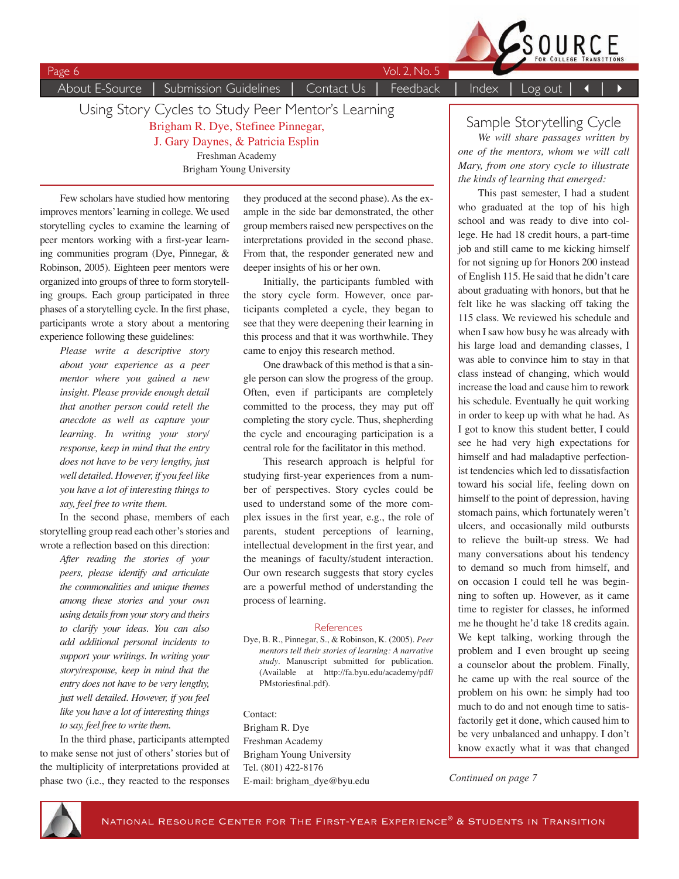# Using Story Cycles to Study Peer Mentor's Learning

Brigham R. Dye, Stefinee Pinnegar, J. Gary Daynes, & Patricia Esplin

Freshman Academy
Brigham Young University

Few scholars have studied how mentoring improves mentors' learning in college. We used storytelling cycles to examine the learning of peer mentors working with a first-year learning communities program (Dye, Pinnegar, & Robinson, 2005). Eighteen peer mentors were organized into groups of three to form storytelling groups. Each group participated in three phases of a storytelling cycle. In the first phase, participants wrote a story about a mentoring experience following these guidelines:

> *Please write a descriptive story about your experience as a peer mentor where you gained a new insight. Please provide enough detail that another person could retell the anecdote as well as capture your learning. In writing your story/response, keep in mind that the entry does not have to be very lengthy, just well detailed. However, if you feel like you have a lot of interesting things to say, feel free to write them.*

In the second phase, members of each storytelling group read each other's stories and wrote a reflection based on this direction:

> *After reading the stories of your peers, please identify and articulate the commonalities and unique themes among these stories and your own using details from your story and theirs to clarify your ideas. You can also add additional personal incidents to support your writings. In writing your story/response, keep in mind that the entry does not have to be very lengthy, just well detailed. However, if you feel like you have a lot of interesting things to say, feel free to write them.*

In the third phase, participants attempted to make sense not just of others' stories but of the multiplicity of interpretations provided at phase two (i.e., they reacted to the responses they produced at the second phase). As the example in the side bar demonstrated, the other group members raised new perspectives on the interpretations provided in the second phase. From that, the responder generated new and deeper insights of his or her own.

Initially, the participants fumbled with the story cycle form. However, once participants completed a cycle, they began to see that they were deepening their learning in this process and that it was worthwhile. They came to enjoy this research method.

One drawback of this method is that a single person can slow the progress of the group. Often, even if participants are completely committed to the process, they may put off completing the story cycle. Thus, shepherding the cycle and encouraging participation is a central role for the facilitator in this method.

This research approach is helpful for studying first-year experiences from a number of perspectives. Story cycles could be used to understand some of the more complex issues in the first year, e.g., the role of parents, student perceptions of learning, intellectual development in the first year, and the meanings of faculty/student interaction. Our own research suggests that story cycles are a powerful method of understanding the process of learning.

## References

Dye, B. R., Pinnegar, S., & Robinson, K. (2005). *Peer mentors tell their stories of learning: A narrative study*. Manuscript submitted for publication. (Available at http://fa.byu.edu/academy/pdf/PMstoriesfinal.pdf).

Contact:
Brigham R. Dye
Freshman Academy
Brigham Young University
Tel. (801) 422-8176
E-mail: brigham_dye@byu.edu

## Sample Storytelling Cycle

*We will share passages written by one of the mentors, whom we will call Mary, from one story cycle to illustrate the kinds of learning that emerged:*

This past semester, I had a student who graduated at the top of his high school and was ready to dive into college. He had 18 credit hours, a part-time job and still came to me kicking himself for not signing up for Honors 200 instead of English 115. He said that he didn't care about graduating with honors, but that he felt like he was slacking off taking the 115 class. We reviewed his schedule and when I saw how busy he was already with his large load and demanding classes, I was able to convince him to stay in that class instead of changing, which would increase the load and cause him to rework his schedule. Eventually he quit working in order to keep up with what he had. As I got to know this student better, I could see he had very high expectations for himself and had maladaptive perfectionist tendencies which led to dissatisfaction toward his social life, feeling down on himself to the point of depression, having stomach pains, which fortunately weren't ulcers, and occasionally mild outbursts to relieve the built-up stress. We had many conversations about his tendency to demand so much from himself, and on occasion I could tell he was beginning to soften up. However, as it came time to register for classes, he informed me he thought he'd take 18 credits again. We kept talking, working through the problem and I even brought up seeing a counselor about the problem. Finally, he came up with the real source of the problem on his own: he simply had too much to do and not enough time to satisfactorily get it done, which caused him to be very unbalanced and unhappy. I don't know exactly what it was that changed

*Continued on page 7*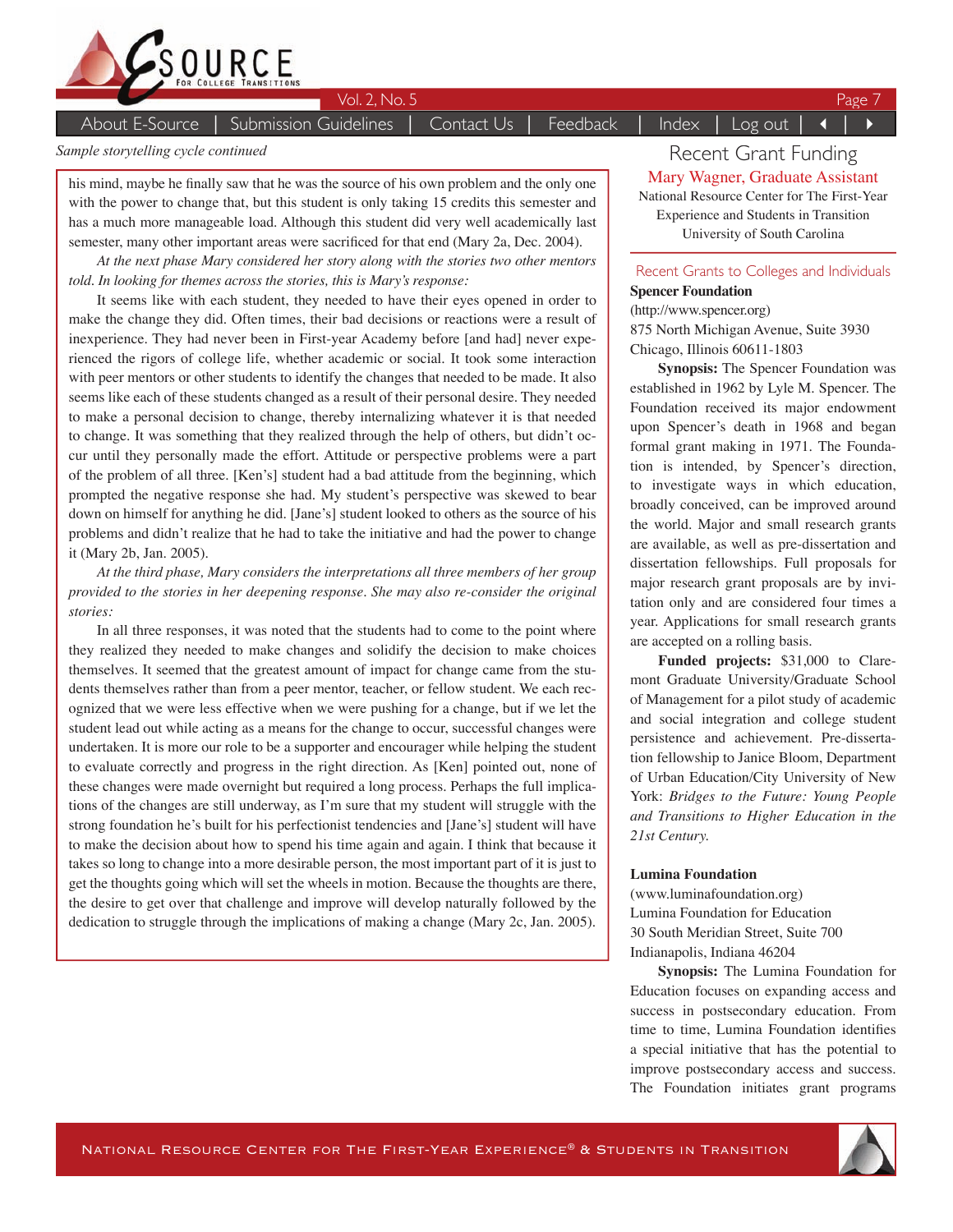*Sample storytelling cycle continued*

his mind, maybe he finally saw that he was the source of his own problem and the only one with the power to change that, but this student is only taking 15 credits this semester and has a much more manageable load. Although this student did very well academically last semester, many other important areas were sacrificed for that end (Mary 2a, Dec. 2004).

*At the next phase Mary considered her story along with the stories two other mentors told. In looking for themes across the stories, this is Mary's response:*

It seems like with each student, they needed to have their eyes opened in order to make the change they did. Often times, their bad decisions or reactions were a result of inexperience. They had never been in First-year Academy before [and had] never experienced the rigors of college life, whether academic or social. It took some interaction with peer mentors or other students to identify the changes that needed to be made. It also seems like each of these students changed as a result of their personal desire. They needed to make a personal decision to change, thereby internalizing whatever it is that needed to change. It was something that they realized through the help of others, but didn't occur until they personally made the effort. Attitude or perspective problems were a part of the problem of all three. [Ken's] student had a bad attitude from the beginning, which prompted the negative response she had. My student's perspective was skewed to bear down on himself for anything he did. [Jane's] student looked to others as the source of his problems and didn't realize that he had to take the initiative and had the power to change it (Mary 2b, Jan. 2005).

*At the third phase, Mary considers the interpretations all three members of her group provided to the stories in her deepening response. She may also re-consider the original stories:*

In all three responses, it was noted that the students had to come to the point where they realized they needed to make changes and solidify the decision to make choices themselves. It seemed that the greatest amount of impact for change came from the students themselves rather than from a peer mentor, teacher, or fellow student. We each recognized that we were less effective when we were pushing for a change, but if we let the student lead out while acting as a means for the change to occur, successful changes were undertaken. It is more our role to be a supporter and encourager while helping the student to evaluate correctly and progress in the right direction. As [Ken] pointed out, none of these changes were made overnight but required a long process. Perhaps the full implications of the changes are still underway, as I'm sure that my student will struggle with the strong foundation he's built for his perfectionist tendencies and [Jane's] student will have to make the decision about how to spend his time again and again. I think that because it takes so long to change into a more desirable person, the most important part of it is just to get the thoughts going which will set the wheels in motion. Because the thoughts are there, the desire to get over that challenge and improve will develop naturally followed by the dedication to struggle through the implications of making a change (Mary 2c, Jan. 2005).

# Recent Grant Funding

**Mary Wagner, Graduate Assistant**
National Resource Center for The First-Year Experience and Students in Transition
University of South Carolina

## Recent Grants to Colleges and Individuals

**Spencer Foundation**
(http://www.spencer.org)
875 North Michigan Avenue, Suite 3930
Chicago, Illinois 60611-1803

**Synopsis:** The Spencer Foundation was established in 1962 by Lyle M. Spencer. The Foundation received its major endowment upon Spencer's death in 1968 and began formal grant making in 1971. The Foundation is intended, by Spencer's direction, to investigate ways in which education, broadly conceived, can be improved around the world. Major and small research grants are available, as well as pre-dissertation and dissertation fellowships. Full proposals for major research grant proposals are by invitation only and are considered four times a year. Applications for small research grants are accepted on a rolling basis.

**Funded projects:** $31,000 to Claremont Graduate University/Graduate School of Management for a pilot study of academic and social integration and college student persistence and achievement. Pre-dissertation fellowship to Janice Bloom, Department of Urban Education/City University of New York: *Bridges to the Future: Young People and Transitions to Higher Education in the 21st Century.*

**Lumina Foundation**
(www.luminafoundation.org)
Lumina Foundation for Education
30 South Meridian Street, Suite 700
Indianapolis, Indiana 46204

**Synopsis:** The Lumina Foundation for Education focuses on expanding access and success in postsecondary education. From time to time, Lumina Foundation identifies a special initiative that has the potential to improve postsecondary access and success. The Foundation initiates grant programs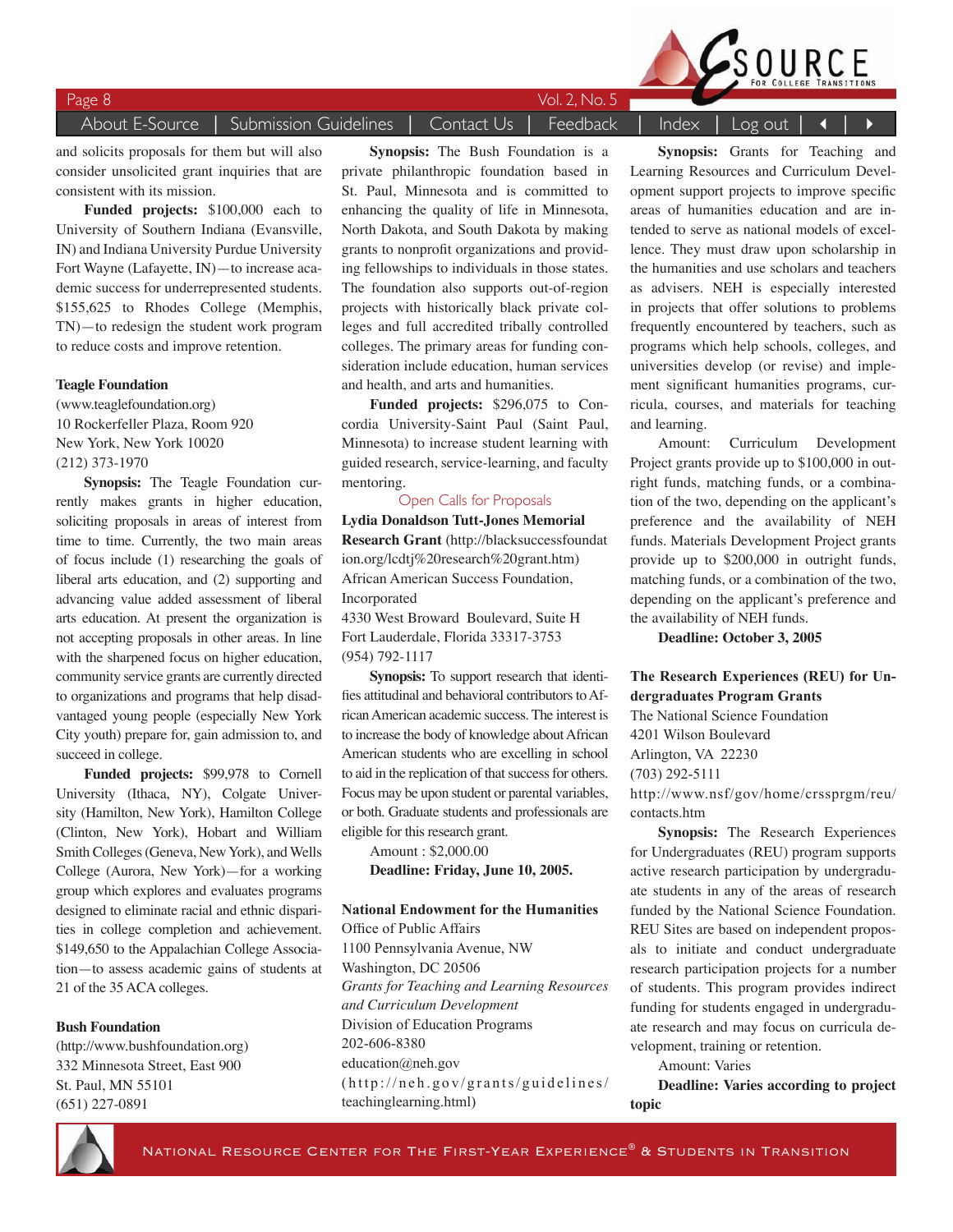and solicits proposals for them but will also consider unsolicited grant inquiries that are consistent with its mission.

**Funded projects:** $100,000 each to University of Southern Indiana (Evansville, IN) and Indiana University Purdue University Fort Wayne (Lafayette, IN)—to increase academic success for underrepresented students. $155,625 to Rhodes College (Memphis, TN)—to redesign the student work program to reduce costs and improve retention.

**Teagle Foundation**
(www.teaglefoundation.org)
10 Rockerfeller Plaza, Room 920
New York, New York 10020
(212) 373-1970

**Synopsis:** The Teagle Foundation currently makes grants in higher education, soliciting proposals in areas of interest from time to time. Currently, the two main areas of focus include (1) researching the goals of liberal arts education, and (2) supporting and advancing value added assessment of liberal arts education. At present the organization is not accepting proposals in other areas. In line with the sharpened focus on higher education, community service grants are currently directed to organizations and programs that help disadvantaged young people (especially New York City youth) prepare for, gain admission to, and succeed in college.

**Funded projects:** $99,978 to Cornell University (Ithaca, NY), Colgate University (Hamilton, New York), Hamilton College (Clinton, New York), Hobart and William Smith Colleges (Geneva, New York), and Wells College (Aurora, New York)—for a working group which explores and evaluates programs designed to eliminate racial and ethnic disparities in college completion and achievement. $149,650 to the Appalachian College Association—to assess academic gains of students at 21 of the 35 ACA colleges.

**Bush Foundation**
(http://www.bushfoundation.org)
332 Minnesota Street, East 900
St. Paul, MN 55101
(651) 227-0891

**Synopsis:** The Bush Foundation is a private philanthropic foundation based in St. Paul, Minnesota and is committed to enhancing the quality of life in Minnesota, North Dakota, and South Dakota by making grants to nonprofit organizations and providing fellowships to individuals in those states. The foundation also supports out-of-region projects with historically black private colleges and full accredited tribally controlled colleges. The primary areas for funding consideration include education, human services and health, and arts and humanities.

**Funded projects:** $296,075 to Concordia University-Saint Paul (Saint Paul, Minnesota) to increase student learning with guided research, service-learning, and faculty mentoring.

## Open Calls for Proposals

**Lydia Donaldson Tutt-Jones Memorial Research Grant** (http://blacksuccessfoundation.org/lcdtj%20research%20grant.htm)
African American Success Foundation, Incorporated
4330 West Broward Boulevard, Suite H
Fort Lauderdale, Florida 33317-3753
(954) 792-1117

**Synopsis:** To support research that identifies attitudinal and behavioral contributors to African American academic success. The interest is to increase the body of knowledge about African American students who are excelling in school to aid in the replication of that success for others. Focus may be upon student or parental variables, or both. Graduate students and professionals are eligible for this research grant.

Amount : $2,000.00

**Deadline: Friday, June 10, 2005.**

**National Endowment for the Humanities**
Office of Public Affairs
1100 Pennsylvania Avenue, NW
Washington, DC 20506
*Grants for Teaching and Learning Resources and Curriculum Development*
Division of Education Programs
202-606-8380
education@neh.gov
(http://neh.gov/grants/guidelines/teachinglearning.html)

**Synopsis:** Grants for Teaching and Learning Resources and Curriculum Development support projects to improve specific areas of humanities education and are intended to serve as national models of excellence. They must draw upon scholarship in the humanities and use scholars and teachers as advisers. NEH is especially interested in projects that offer solutions to problems frequently encountered by teachers, such as programs which help schools, colleges, and universities develop (or revise) and implement significant humanities programs, curricula, courses, and materials for teaching and learning.

Amount: Curriculum Development Project grants provide up to $100,000 in outright funds, matching funds, or a combination of the two, depending on the applicant's preference and the availability of NEH funds. Materials Development Project grants provide up to $200,000 in outright funds, matching funds, or a combination of the two, depending on the applicant's preference and the availability of NEH funds.

**Deadline: October 3, 2005**

**The Research Experiences (REU) for Undergraduates Program Grants**
The National Science Foundation
4201 Wilson Boulevard
Arlington, VA 22230
(703) 292-5111
http://www.nsf/gov/home/crssprgm/reu/contacts.htm

**Synopsis:** The Research Experiences for Undergraduates (REU) program supports active research participation by undergraduate students in any of the areas of research funded by the National Science Foundation. REU Sites are based on independent proposals to initiate and conduct undergraduate research participation projects for a number of students. This program provides indirect funding for students engaged in undergraduate research and may focus on curricula development, training or retention.

Amount: Varies

**Deadline: Varies according to project topic**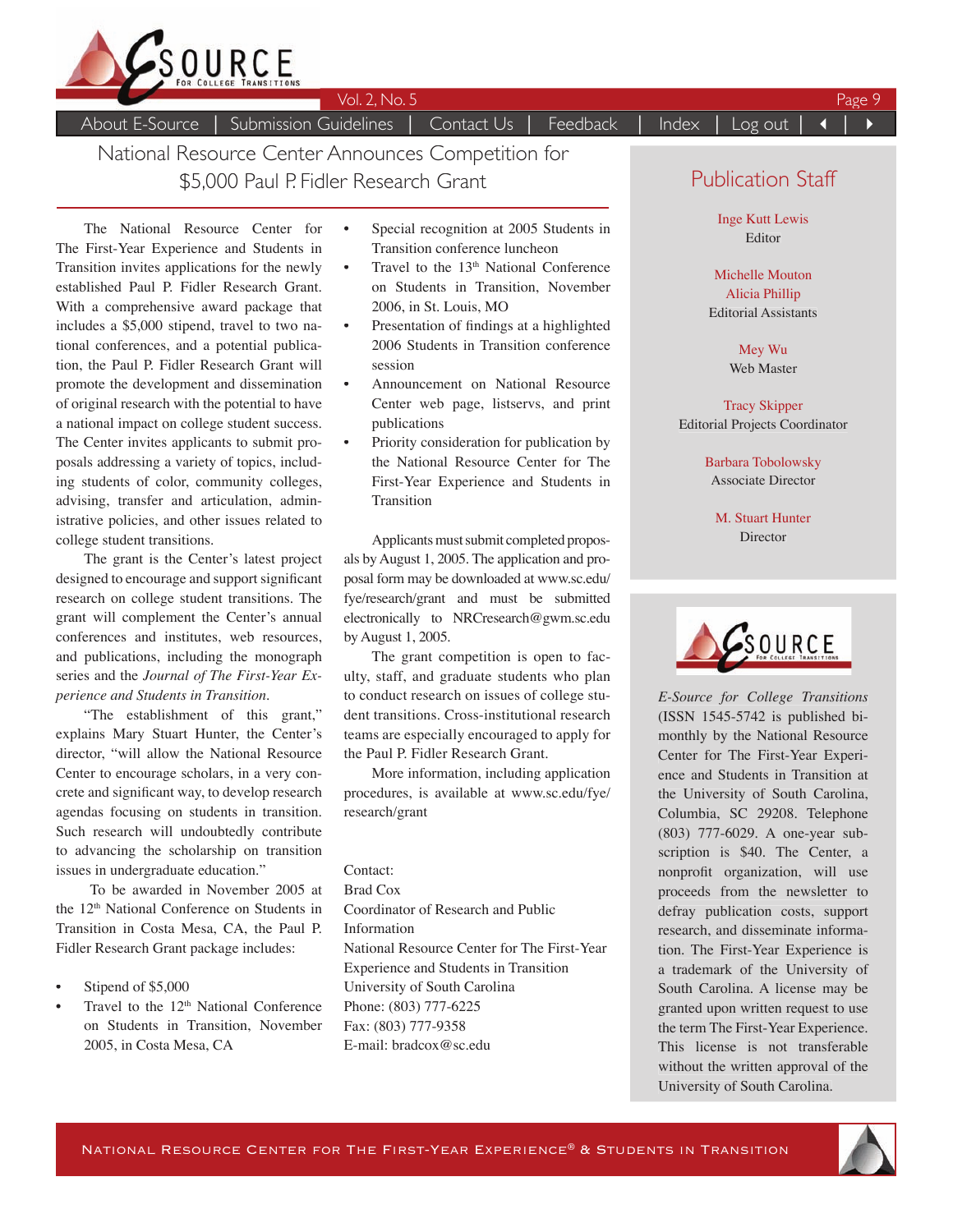# National Resource Center Announces Competition for $5,000 Paul P. Fidler Research Grant

The National Resource Center for The First-Year Experience and Students in Transition invites applications for the newly established Paul P. Fidler Research Grant. With a comprehensive award package that includes a $5,000 stipend, travel to two national conferences, and a potential publication, the Paul P. Fidler Research Grant will promote the development and dissemination of original research with the potential to have a national impact on college student success. The Center invites applicants to submit proposals addressing a variety of topics, including students of color, community colleges, advising, transfer and articulation, administrative policies, and other issues related to college student transitions.

The grant is the Center's latest project designed to encourage and support significant research on college student transitions. The grant will complement the Center's annual conferences and institutes, web resources, and publications, including the monograph series and the *Journal of The First-Year Experience and Students in Transition*.

"The establishment of this grant," explains Mary Stuart Hunter, the Center's director, "will allow the National Resource Center to encourage scholars, in a very concrete and significant way, to develop research agendas focusing on students in transition. Such research will undoubtedly contribute to advancing the scholarship on transition issues in undergraduate education."

To be awarded in November 2005 at the 12th National Conference on Students in Transition in Costa Mesa, CA, the Paul P. Fidler Research Grant package includes:

- Stipend of $5,000
- Travel to the 12th National Conference on Students in Transition, November 2005, in Costa Mesa, CA
- Special recognition at 2005 Students in Transition conference luncheon
- Travel to the 13th National Conference on Students in Transition, November 2006, in St. Louis, MO
- Presentation of findings at a highlighted 2006 Students in Transition conference session
- Announcement on National Resource Center web page, listservs, and print publications
- Priority consideration for publication by the National Resource Center for The First-Year Experience and Students in Transition

Applicants must submit completed proposals by August 1, 2005. The application and proposal form may be downloaded at www.sc.edu/fye/research/grant and must be submitted electronically to NRCresearch@gwm.sc.edu by August 1, 2005.

The grant competition is open to faculty, staff, and graduate students who plan to conduct research on issues of college student transitions. Cross-institutional research teams are especially encouraged to apply for the Paul P. Fidler Research Grant.

More information, including application procedures, is available at www.sc.edu/fye/research/grant

Contact:
Brad Cox
Coordinator of Research and Public Information
National Resource Center for The First-Year Experience and Students in Transition
University of South Carolina
Phone: (803) 777-6225
Fax: (803) 777-9358
E-mail: bradcox@sc.edu

## Publication Staff

Inge Kutt Lewis
Editor

Michelle Mouton
Alicia Phillip
Editorial Assistants

Mey Wu
Web Master

Tracy Skipper
Editorial Projects Coordinator

Barbara Tobolowsky
Associate Director

M. Stuart Hunter
Director

*E-Source for College Transitions* (ISSN 1545-5742 is published bimonthly by the National Resource Center for The First-Year Experience and Students in Transition at the University of South Carolina, Columbia, SC 29208. Telephone (803) 777-6029. A one-year subscription is $40. The Center, a nonprofit organization, will use proceeds from the newsletter to defray publication costs, support research, and disseminate information. The First-Year Experience is a trademark of the University of South Carolina. A license may be granted upon written request to use the term The First-Year Experience. This license is not transferable without the written approval of the University of South Carolina.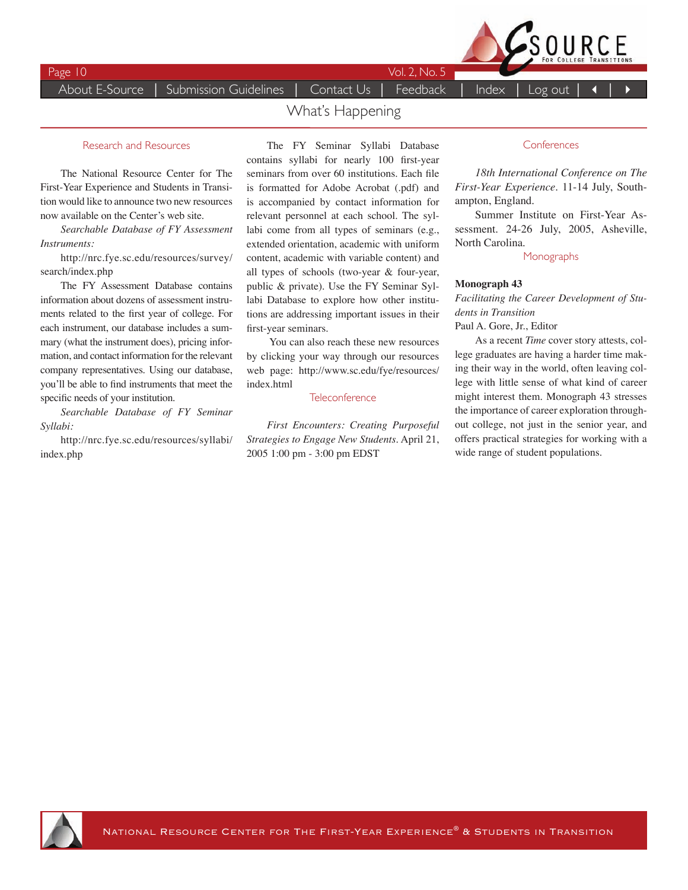# What's Happening

## Research and Resources

The National Resource Center for The First-Year Experience and Students in Transition would like to announce two new resources now available on the Center's web site.

*Searchable Database of FY Assessment Instruments:*

http://nrc.fye.sc.edu/resources/survey/search/index.php

The FY Assessment Database contains information about dozens of assessment instruments related to the first year of college. For each instrument, our database includes a summary (what the instrument does), pricing information, and contact information for the relevant company representatives. Using our database, you'll be able to find instruments that meet the specific needs of your institution.

*Searchable Database of FY Seminar Syllabi:*

http://nrc.fye.sc.edu/resources/syllabi/index.php

The FY Seminar Syllabi Database contains syllabi for nearly 100 first-year seminars from over 60 institutions. Each file is formatted for Adobe Acrobat (.pdf) and is accompanied by contact information for relevant personnel at each school. The syllabi come from all types of seminars (e.g., extended orientation, academic with uniform content, academic with variable content) and all types of schools (two-year & four-year, public & private). Use the FY Seminar Syllabi Database to explore how other institutions are addressing important issues in their first-year seminars.

You can also reach these new resources by clicking your way through our resources web page: http://www.sc.edu/fye/resources/index.html

## Teleconference

*First Encounters: Creating Purposeful Strategies to Engage New Students*. April 21, 2005 1:00 pm - 3:00 pm EDST

## Conferences

*18th International Conference on The First-Year Experience*. 11-14 July, Southampton, England.

Summer Institute on First-Year Assessment. 24-26 July, 2005, Asheville, North Carolina.

## Monographs

**Monograph 43**

*Facilitating the Career Development of Students in Transition*

Paul A. Gore, Jr., Editor

As a recent *Time* cover story attests, college graduates are having a harder time making their way in the world, often leaving college with little sense of what kind of career might interest them. Monograph 43 stresses the importance of career exploration throughout college, not just in the senior year, and offers practical strategies for working with a wide range of student populations.